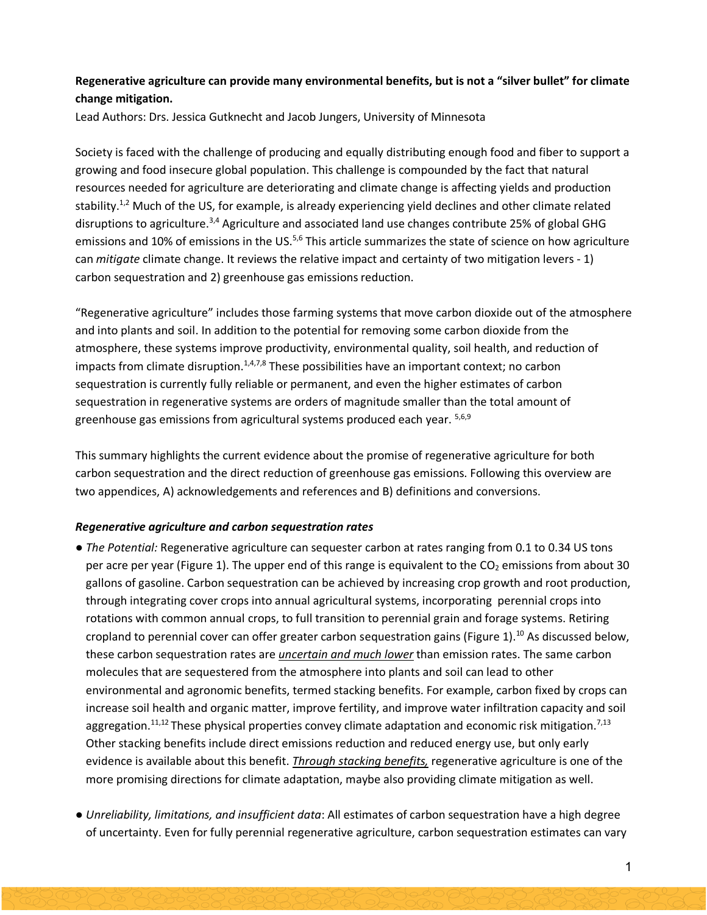**Regenerative agriculture can provide many environmental benefits, but is not a "silver bullet" for climate change mitigation.**

Lead Authors: Drs. Jessica Gutknecht and Jacob Jungers, University of Minnesota

Society is faced with the challenge of producing and equally distributing enough food and fiber to support a growing and food insecure global population. This challenge is compounded by the fact that natural resources needed for agriculture are deteriorating and climate change is affecting yields and production stability.[1,2] Much of the US, for example, is already experiencing yield declines and other climate related disruptions to agriculture.[3,4] Agriculture and associated land use changes contribute 25% of global GHG emissions and 10% of emissions in the US.[5,6] This article summarizes the state of science on how agriculture can *mitigate* climate change. It reviews the relative impact and certainty of two mitigation levers - 1) carbon sequestration and 2) greenhouse gas emissions reduction.

"Regenerative agriculture" includes those farming systems that move carbon dioxide out of the atmosphere and into plants and soil. In addition to the potential for removing some carbon dioxide from the atmosphere, these systems improve productivity, environmental quality, soil health, and reduction of impacts from climate disruption.[1,4,7,8] These possibilities have an important context; no carbon sequestration is currently fully reliable or permanent, and even the higher estimates of carbon sequestration in regenerative systems are orders of magnitude smaller than the total amount of greenhouse gas emissions from agricultural systems produced each year. [5,6,9]

This summary highlights the current evidence about the promise of regenerative agriculture for both carbon sequestration and the direct reduction of greenhouse gas emissions. Following this overview are two appendices, A) acknowledgements and references and B) definitions and conversions.

### *Regenerative agriculture and carbon sequestration rates*

- *The Potential:* Regenerative agriculture can sequester carbon at rates ranging from 0.1 to 0.34 US tons per acre per year (Figure 1). The upper end of this range is equivalent to the $CO_2$ emissions from about 30 gallons of gasoline. Carbon sequestration can be achieved by increasing crop growth and root production, through integrating cover crops into annual agricultural systems, incorporating perennial crops into rotations with common annual crops, to full transition to perennial grain and forage systems. Retiring cropland to perennial cover can offer greater carbon sequestration gains (Figure 1).[10] As discussed below, these carbon sequestration rates are ***uncertain and much lower*** than emission rates. The same carbon molecules that are sequestered from the atmosphere into plants and soil can lead to other environmental and agronomic benefits, termed stacking benefits. For example, carbon fixed by crops can increase soil health and organic matter, improve fertility, and improve water infiltration capacity and soil aggregation.[11,12] These physical properties convey climate adaptation and economic risk mitigation.[7,13] Other stacking benefits include direct emissions reduction and reduced energy use, but only early evidence is available about this benefit. ***Through stacking benefits,*** regenerative agriculture is one of the more promising directions for climate adaptation, maybe also providing climate mitigation as well.

- *Unreliability, limitations, and insufficient data*: All estimates of carbon sequestration have a high degree of uncertainty. Even for fully perennial regenerative agriculture, carbon sequestration estimates can vary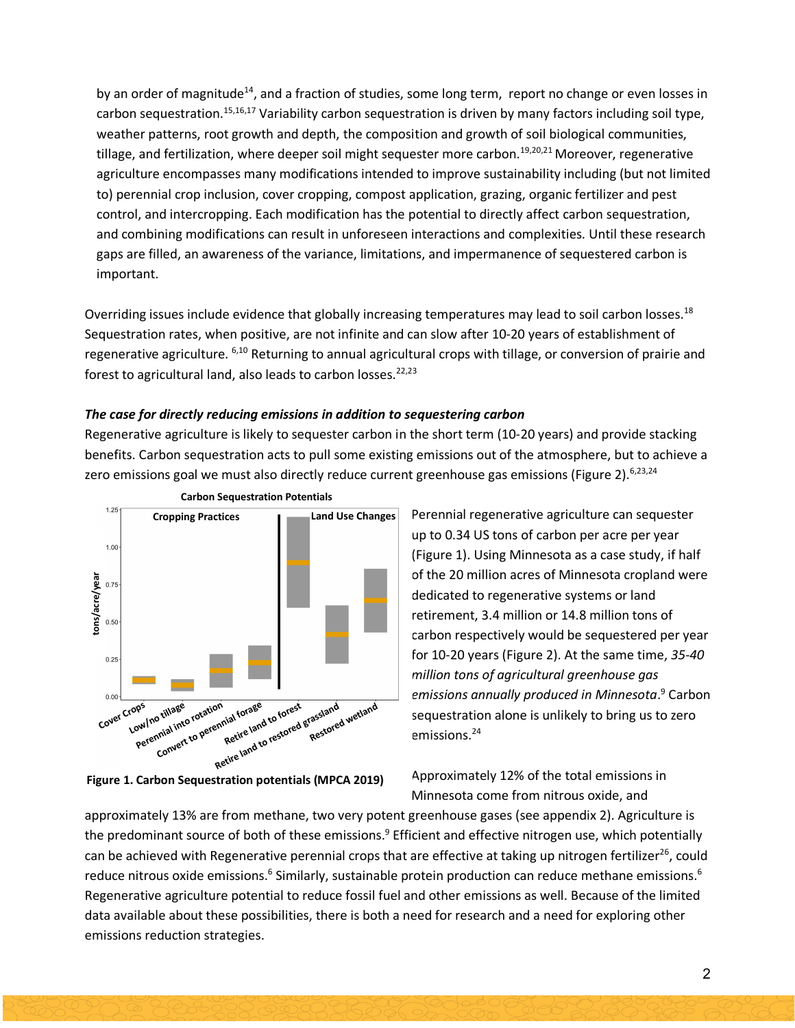by an order of magnitude[14], and a fraction of studies, some long term, report no change or even losses in carbon sequestration.[15,16,17] Variability carbon sequestration is driven by many factors including soil type, weather patterns, root growth and depth, the composition and growth of soil biological communities, tillage, and fertilization, where deeper soil might sequester more carbon.[19,20,21] Moreover, regenerative agriculture encompasses many modifications intended to improve sustainability including (but not limited to) perennial crop inclusion, cover cropping, compost application, grazing, organic fertilizer and pest control, and intercropping. Each modification has the potential to directly affect carbon sequestration, and combining modifications can result in unforeseen interactions and complexities. Until these research gaps are filled, an awareness of the variance, limitations, and impermanence of sequestered carbon is important.

Overriding issues include evidence that globally increasing temperatures may lead to soil carbon losses.[18] Sequestration rates, when positive, are not infinite and can slow after 10-20 years of establishment of regenerative agriculture. [6,10] Returning to annual agricultural crops with tillage, or conversion of prairie and forest to agricultural land, also leads to carbon losses.[22,23]

### *The case for directly reducing emissions in addition to sequestering carbon*

Regenerative agriculture is likely to sequester carbon in the short term (10-20 years) and provide stacking benefits. Carbon sequestration acts to pull some existing emissions out of the atmosphere, but to achieve a zero emissions goal we must also directly reduce current greenhouse gas emissions (Figure 2).[6,23,24]

**Figure 1. Carbon Sequestration potentials (MPCA 2019)**

Perennial regenerative agriculture can sequester up to 0.34 US tons of carbon per acre per year (Figure 1). Using Minnesota as a case study, if half of the 20 million acres of Minnesota cropland were dedicated to regenerative systems or land retirement, 3.4 million or 14.8 million tons of carbon respectively would be sequestered per year for 10-20 years (Figure 2). At the same time, *35-40 million tons of agricultural greenhouse gas emissions annually produced in Minnesota*.[9] Carbon sequestration alone is unlikely to bring us to zero emissions.[24]

Approximately 12% of the total emissions in Minnesota come from nitrous oxide, and approximately 13% are from methane, two very potent greenhouse gases (see appendix 2). Agriculture is the predominant source of both of these emissions.[9] Efficient and effective nitrogen use, which potentially can be achieved with Regenerative perennial crops that are effective at taking up nitrogen fertilizer[26], could reduce nitrous oxide emissions.[6] Similarly, sustainable protein production can reduce methane emissions.[6] Regenerative agriculture potential to reduce fossil fuel and other emissions as well. Because of the limited data available about these possibilities, there is both a need for research and a need for exploring other emissions reduction strategies.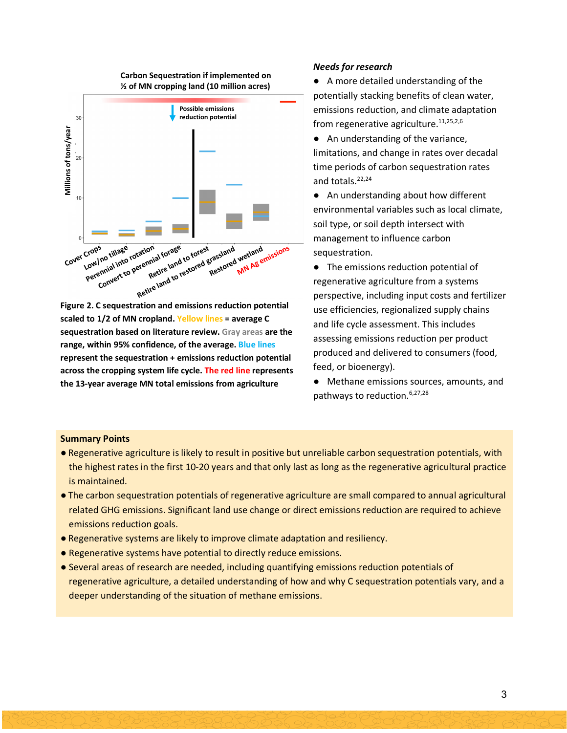Figure 2. C sequestration and emissions reduction potential scaled to 1/2 of MN cropland. Yellow lines = average C sequestration based on literature review. Gray areas are the range, within 95% confidence, of the average. Blue lines represent the sequestration + emissions reduction potential across the cropping system life cycle. The red line represents the 13-year average MN total emissions from agriculture

### *Needs for research*

- A more detailed understanding of the potentially stacking benefits of clean water, emissions reduction, and climate adaptation from regenerative agriculture.[11,25,2,6]
- An understanding of the variance, limitations, and change in rates over decadal time periods of carbon sequestration rates and totals.[22,24]
- An understanding about how different environmental variables such as local climate, soil type, or soil depth intersect with management to influence carbon sequestration.
- The emissions reduction potential of regenerative agriculture from a systems perspective, including input costs and fertilizer use efficiencies, regionalized supply chains and life cycle assessment. This includes assessing emissions reduction per product produced and delivered to consumers (food, feed, or bioenergy).
- Methane emissions sources, amounts, and pathways to reduction.[6,27,28]

**Summary Points**

- Regenerative agriculture is likely to result in positive but unreliable carbon sequestration potentials, with the highest rates in the first 10-20 years and that only last as long as the regenerative agricultural practice is maintained.
- The carbon sequestration potentials of regenerative agriculture are small compared to annual agricultural related GHG emissions. Significant land use change or direct emissions reduction are required to achieve emissions reduction goals.
- Regenerative systems are likely to improve climate adaptation and resiliency.
- Regenerative systems have potential to directly reduce emissions.
- Several areas of research are needed, including quantifying emissions reduction potentials of regenerative agriculture, a detailed understanding of how and why C sequestration potentials vary, and a deeper understanding of the situation of methane emissions.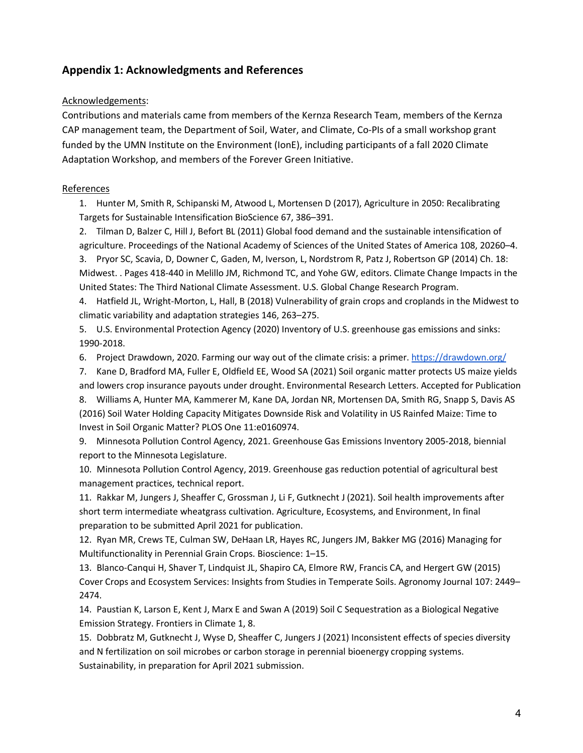## Appendix 1: Acknowledgments and References

Acknowledgements:

Contributions and materials came from members of the Kernza Research Team, members of the Kernza CAP management team, the Department of Soil, Water, and Climate, Co-PIs of a small workshop grant funded by the UMN Institute on the Environment (IonE), including participants of a fall 2020 Climate Adaptation Workshop, and members of the Forever Green Initiative.

References

1. Hunter M, Smith R, Schipanski M, Atwood L, Mortensen D (2017), Agriculture in 2050: Recalibrating Targets for Sustainable Intensification BioScience 67, 386–391.
2. Tilman D, Balzer C, Hill J, Befort BL (2011) Global food demand and the sustainable intensification of agriculture. Proceedings of the National Academy of Sciences of the United States of America 108, 20260–4.
3. Pryor SC, Scavia, D, Downer C, Gaden, M, Iverson, L, Nordstrom R, Patz J, Robertson GP (2014) Ch. 18: Midwest. . Pages 418-440 in Melillo JM, Richmond TC, and Yohe GW, editors. Climate Change Impacts in the United States: The Third National Climate Assessment. U.S. Global Change Research Program.
4. Hatfield JL, Wright-Morton, L, Hall, B (2018) Vulnerability of grain crops and croplands in the Midwest to climatic variability and adaptation strategies 146, 263–275.
5. U.S. Environmental Protection Agency (2020) Inventory of U.S. greenhouse gas emissions and sinks: 1990-2018.
6. Project Drawdown, 2020. Farming our way out of the climate crisis: a primer. https://drawdown.org/
7. Kane D, Bradford MA, Fuller E, Oldfield EE, Wood SA (2021) Soil organic matter protects US maize yields and lowers crop insurance payouts under drought. Environmental Research Letters. Accepted for Publication
8. Williams A, Hunter MA, Kammerer M, Kane DA, Jordan NR, Mortensen DA, Smith RG, Snapp S, Davis AS (2016) Soil Water Holding Capacity Mitigates Downside Risk and Volatility in US Rainfed Maize: Time to Invest in Soil Organic Matter? PLOS One 11:e0160974.
9. Minnesota Pollution Control Agency, 2021. Greenhouse Gas Emissions Inventory 2005-2018, biennial report to the Minnesota Legislature.
10. Minnesota Pollution Control Agency, 2019. Greenhouse gas reduction potential of agricultural best management practices, technical report.
11. Rakkar M, Jungers J, Sheaffer C, Grossman J, Li F, Gutknecht J (2021). Soil health improvements after short term intermediate wheatgrass cultivation. Agriculture, Ecosystems, and Environment, In final preparation to be submitted April 2021 for publication.
12. Ryan MR, Crews TE, Culman SW, DeHaan LR, Hayes RC, Jungers JM, Bakker MG (2016) Managing for Multifunctionality in Perennial Grain Crops. Bioscience: 1–15.
13. Blanco-Canqui H, Shaver T, Lindquist JL, Shapiro CA, Elmore RW, Francis CA, and Hergert GW (2015) Cover Crops and Ecosystem Services: Insights from Studies in Temperate Soils. Agronomy Journal 107: 2449–2474.
14. Paustian K, Larson E, Kent J, Marx E and Swan A (2019) Soil C Sequestration as a Biological Negative Emission Strategy. Frontiers in Climate 1, 8.
15. Dobbratz M, Gutknecht J, Wyse D, Sheaffer C, Jungers J (2021) Inconsistent effects of species diversity and N fertilization on soil microbes or carbon storage in perennial bioenergy cropping systems. Sustainability, in preparation for April 2021 submission.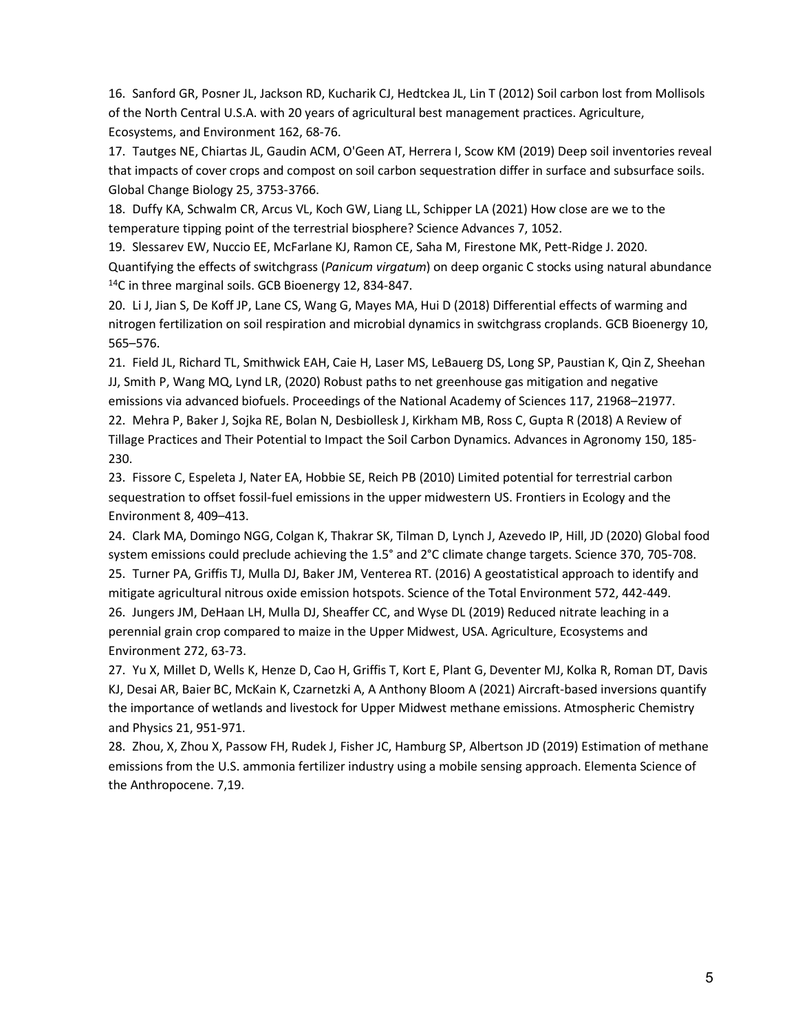16. Sanford GR, Posner JL, Jackson RD, Kucharik CJ, Hedtckea JL, Lin T (2012) Soil carbon lost from Mollisols of the North Central U.S.A. with 20 years of agricultural best management practices. Agriculture, Ecosystems, and Environment 162, 68-76.

17. Tautges NE, Chiartas JL, Gaudin ACM, O'Geen AT, Herrera I, Scow KM (2019) Deep soil inventories reveal that impacts of cover crops and compost on soil carbon sequestration differ in surface and subsurface soils. Global Change Biology 25, 3753-3766.

18. Duffy KA, Schwalm CR, Arcus VL, Koch GW, Liang LL, Schipper LA (2021) How close are we to the temperature tipping point of the terrestrial biosphere? Science Advances 7, 1052.

19. Slessarev EW, Nuccio EE, McFarlane KJ, Ramon CE, Saha M, Firestone MK, Pett-Ridge J. 2020. Quantifying the effects of switchgrass (*Panicum virgatum*) on deep organic C stocks using natural abundance $^{14}C$ in three marginal soils. GCB Bioenergy 12, 834-847.

20. Li J, Jian S, De Koff JP, Lane CS, Wang G, Mayes MA, Hui D (2018) Differential effects of warming and nitrogen fertilization on soil respiration and microbial dynamics in switchgrass croplands. GCB Bioenergy 10, 565–576.

21. Field JL, Richard TL, Smithwick EAH, Caie H, Laser MS, LeBauerg DS, Long SP, Paustian K, Qin Z, Sheehan JJ, Smith P, Wang MQ, Lynd LR, (2020) Robust paths to net greenhouse gas mitigation and negative emissions via advanced biofuels. Proceedings of the National Academy of Sciences 117, 21968–21977.

22. Mehra P, Baker J, Sojka RE, Bolan N, Desbiollesk J, Kirkham MB, Ross C, Gupta R (2018) A Review of Tillage Practices and Their Potential to Impact the Soil Carbon Dynamics. Advances in Agronomy 150, 185-230.

23. Fissore C, Espeleta J, Nater EA, Hobbie SE, Reich PB (2010) Limited potential for terrestrial carbon sequestration to offset fossil-fuel emissions in the upper midwestern US. Frontiers in Ecology and the Environment 8, 409–413.

24. Clark MA, Domingo NGG, Colgan K, Thakrar SK, Tilman D, Lynch J, Azevedo IP, Hill, JD (2020) Global food system emissions could preclude achieving the 1.5° and 2°C climate change targets. Science 370, 705-708.

25. Turner PA, Griffis TJ, Mulla DJ, Baker JM, Venterea RT. (2016) A geostatistical approach to identify and mitigate agricultural nitrous oxide emission hotspots. Science of the Total Environment 572, 442-449.

26. Jungers JM, DeHaan LH, Mulla DJ, Sheaffer CC, and Wyse DL (2019) Reduced nitrate leaching in a perennial grain crop compared to maize in the Upper Midwest, USA. Agriculture, Ecosystems and Environment 272, 63-73.

27. Yu X, Millet D, Wells K, Henze D, Cao H, Griffis T, Kort E, Plant G, Deventer MJ, Kolka R, Roman DT, Davis KJ, Desai AR, Baier BC, McKain K, Czarnetzki A, A Anthony Bloom A (2021) Aircraft-based inversions quantify the importance of wetlands and livestock for Upper Midwest methane emissions. Atmospheric Chemistry and Physics 21, 951-971.

28. Zhou, X, Zhou X, Passow FH, Rudek J, Fisher JC, Hamburg SP, Albertson JD (2019) Estimation of methane emissions from the U.S. ammonia fertilizer industry using a mobile sensing approach. Elementa Science of the Anthropocene. 7,19.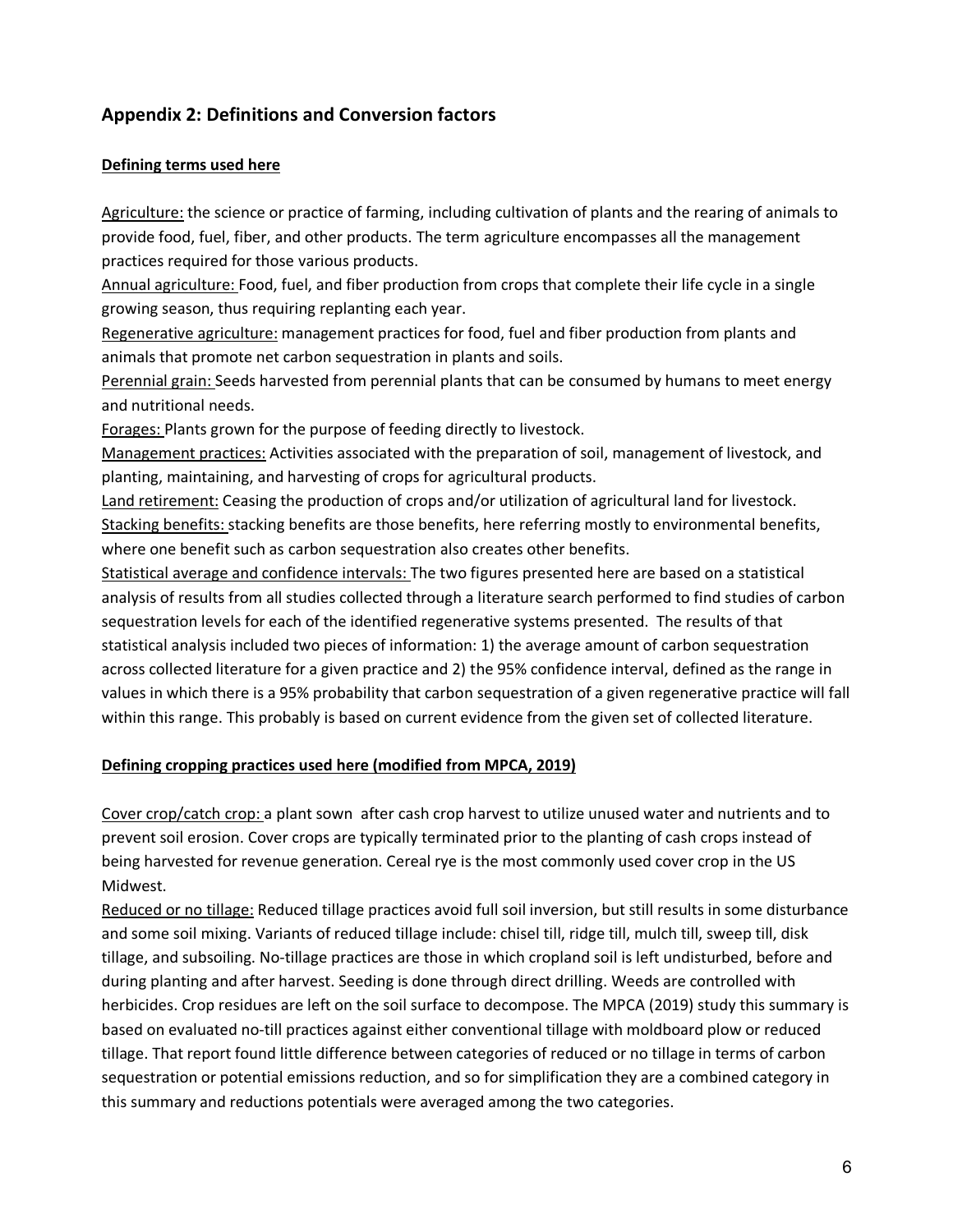## Appendix 2: Definitions and Conversion factors

**Defining terms used here**

Agriculture: the science or practice of farming, including cultivation of plants and the rearing of animals to provide food, fuel, fiber, and other products. The term agriculture encompasses all the management practices required for those various products.

Annual agriculture: Food, fuel, and fiber production from crops that complete their life cycle in a single growing season, thus requiring replanting each year.

Regenerative agriculture: management practices for food, fuel and fiber production from plants and animals that promote net carbon sequestration in plants and soils.

Perennial grain: Seeds harvested from perennial plants that can be consumed by humans to meet energy and nutritional needs.

Forages: Plants grown for the purpose of feeding directly to livestock.

Management practices: Activities associated with the preparation of soil, management of livestock, and planting, maintaining, and harvesting of crops for agricultural products.

Land retirement: Ceasing the production of crops and/or utilization of agricultural land for livestock.

Stacking benefits: stacking benefits are those benefits, here referring mostly to environmental benefits, where one benefit such as carbon sequestration also creates other benefits.

Statistical average and confidence intervals: The two figures presented here are based on a statistical analysis of results from all studies collected through a literature search performed to find studies of carbon sequestration levels for each of the identified regenerative systems presented. The results of that statistical analysis included two pieces of information: 1) the average amount of carbon sequestration across collected literature for a given practice and 2) the 95% confidence interval, defined as the range in values in which there is a 95% probability that carbon sequestration of a given regenerative practice will fall within this range. This probably is based on current evidence from the given set of collected literature.

**Defining cropping practices used here (modified from MPCA, 2019)**

Cover crop/catch crop: a plant sown after cash crop harvest to utilize unused water and nutrients and to prevent soil erosion. Cover crops are typically terminated prior to the planting of cash crops instead of being harvested for revenue generation. Cereal rye is the most commonly used cover crop in the US Midwest.

Reduced or no tillage: Reduced tillage practices avoid full soil inversion, but still results in some disturbance and some soil mixing. Variants of reduced tillage include: chisel till, ridge till, mulch till, sweep till, disk tillage, and subsoiling. No-tillage practices are those in which cropland soil is left undisturbed, before and during planting and after harvest. Seeding is done through direct drilling. Weeds are controlled with herbicides. Crop residues are left on the soil surface to decompose. The MPCA (2019) study this summary is based on evaluated no-till practices against either conventional tillage with moldboard plow or reduced tillage. That report found little difference between categories of reduced or no tillage in terms of carbon sequestration or potential emissions reduction, and so for simplification they are a combined category in this summary and reductions potentials were averaged among the two categories.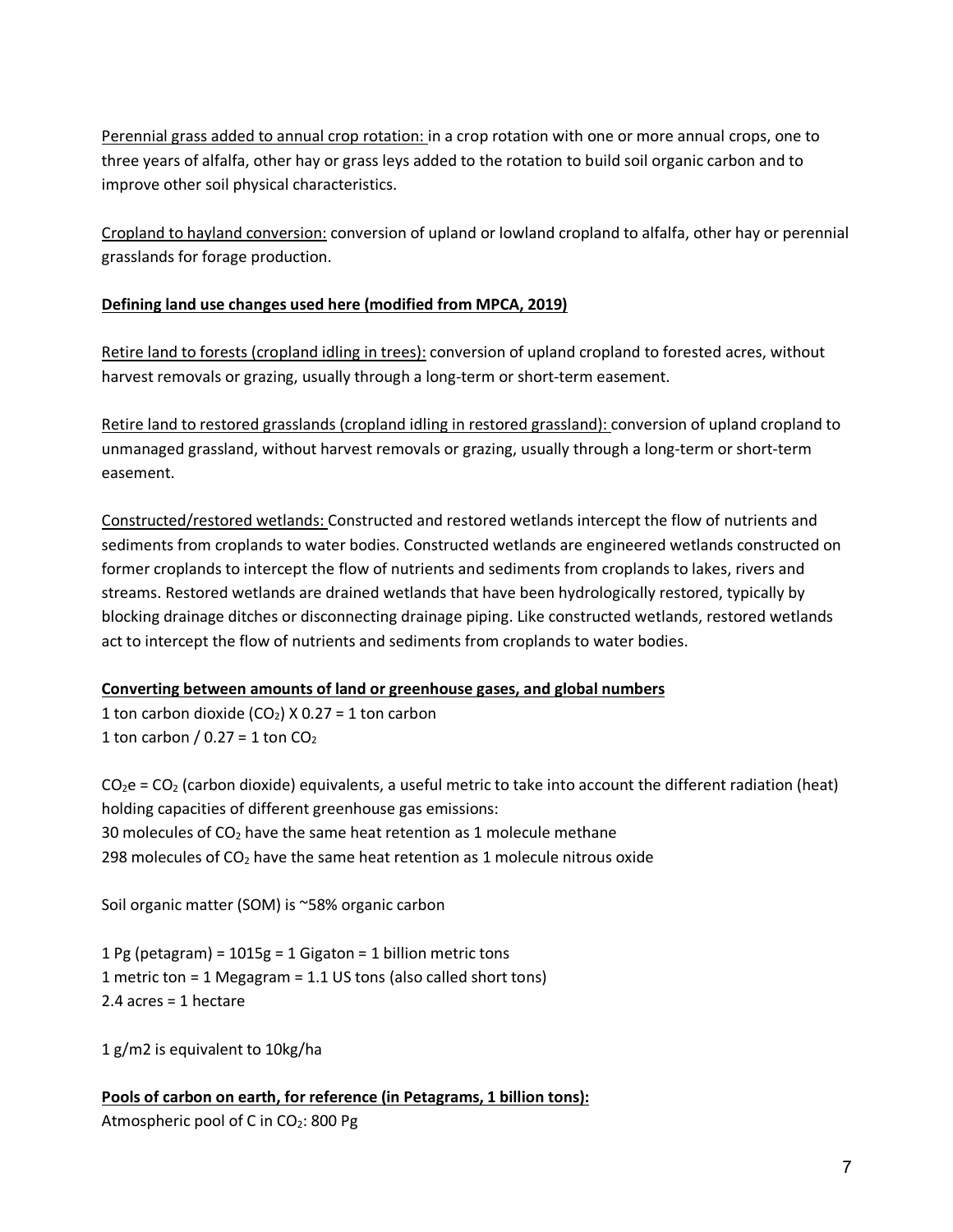Perennial grass added to annual crop rotation: in a crop rotation with one or more annual crops, one to three years of alfalfa, other hay or grass leys added to the rotation to build soil organic carbon and to improve other soil physical characteristics.

Cropland to hayland conversion: conversion of upland or lowland cropland to alfalfa, other hay or perennial grasslands for forage production.

**Defining land use changes used here (modified from MPCA, 2019)**

Retire land to forests (cropland idling in trees): conversion of upland cropland to forested acres, without harvest removals or grazing, usually through a long-term or short-term easement.

Retire land to restored grasslands (cropland idling in restored grassland): conversion of upland cropland to unmanaged grassland, without harvest removals or grazing, usually through a long-term or short-term easement.

Constructed/restored wetlands: Constructed and restored wetlands intercept the flow of nutrients and sediments from croplands to water bodies. Constructed wetlands are engineered wetlands constructed on former croplands to intercept the flow of nutrients and sediments from croplands to lakes, rivers and streams. Restored wetlands are drained wetlands that have been hydrologically restored, typically by blocking drainage ditches or disconnecting drainage piping. Like constructed wetlands, restored wetlands act to intercept the flow of nutrients and sediments from croplands to water bodies.

**Converting between amounts of land or greenhouse gases, and global numbers**

1 ton carbon dioxide ($CO_2$) X 0.27 = 1 ton carbon
1 ton carbon / 0.27 = 1 ton $CO_2$

$CO_2e$ = $CO_2$ (carbon dioxide) equivalents, a useful metric to take into account the different radiation (heat) holding capacities of different greenhouse gas emissions:
30 molecules of $CO_2$ have the same heat retention as 1 molecule methane
298 molecules of $CO_2$ have the same heat retention as 1 molecule nitrous oxide

Soil organic matter (SOM) is ~58% organic carbon

1 Pg (petagram) = 1015g = 1 Gigaton = 1 billion metric tons
1 metric ton = 1 Megagram = 1.1 US tons (also called short tons)
2.4 acres = 1 hectare

1 g/m2 is equivalent to 10kg/ha

**Pools of carbon on earth, for reference (in Petagrams, 1 billion tons):**

Atmospheric pool of C in $CO_2$: 800 Pg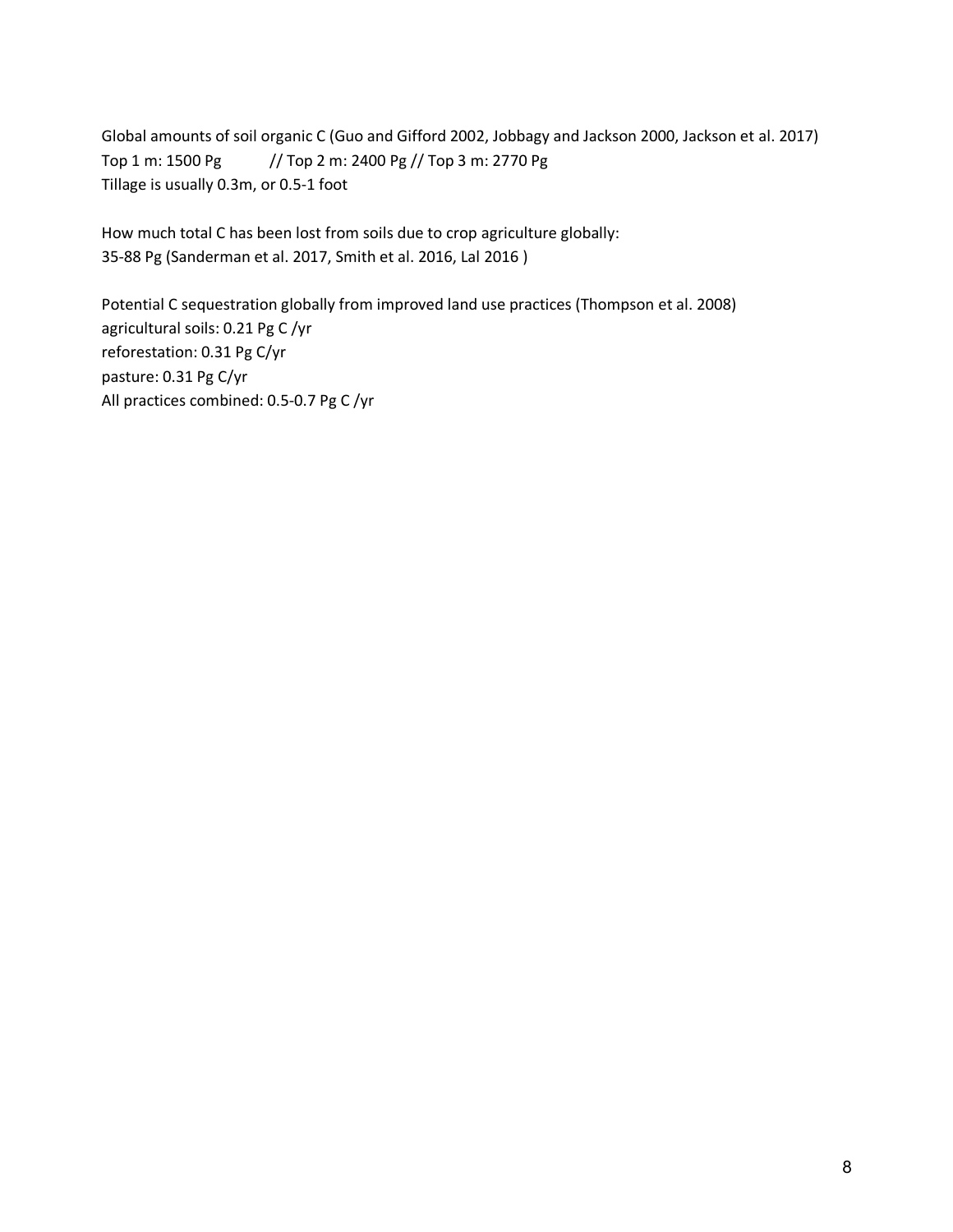Global amounts of soil organic C (Guo and Gifford 2002, Jobbagy and Jackson 2000, Jackson et al. 2017)
Top 1 m: 1500 Pg // Top 2 m: 2400 Pg // Top 3 m: 2770 Pg
Tillage is usually 0.3m, or 0.5-1 foot

How much total C has been lost from soils due to crop agriculture globally:
35-88 Pg (Sanderman et al. 2017, Smith et al. 2016, Lal 2016 )

Potential C sequestration globally from improved land use practices (Thompson et al. 2008)
agricultural soils: 0.21 Pg C /yr
reforestation: 0.31 Pg C/yr
pasture: 0.31 Pg C/yr
All practices combined: 0.5-0.7 Pg C /yr